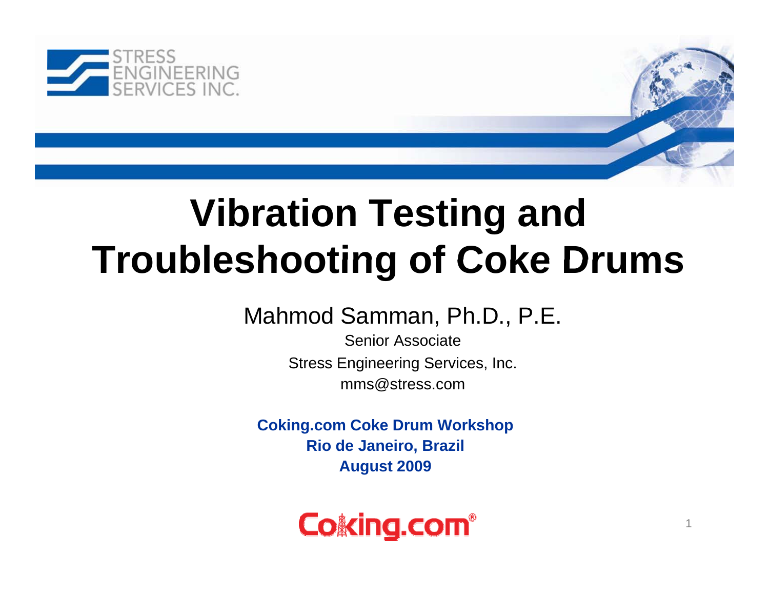# Vibration Testing and Troubleshooting of Coke Drums

Mahmod Samman, Ph.D., P.E.

Senior Associate

Stress Engineering Services, Inc.

mms@stress.com

**Coking.com Coke Drum Workshop**
**Rio de Janeiro, Brazil**
**August 2009**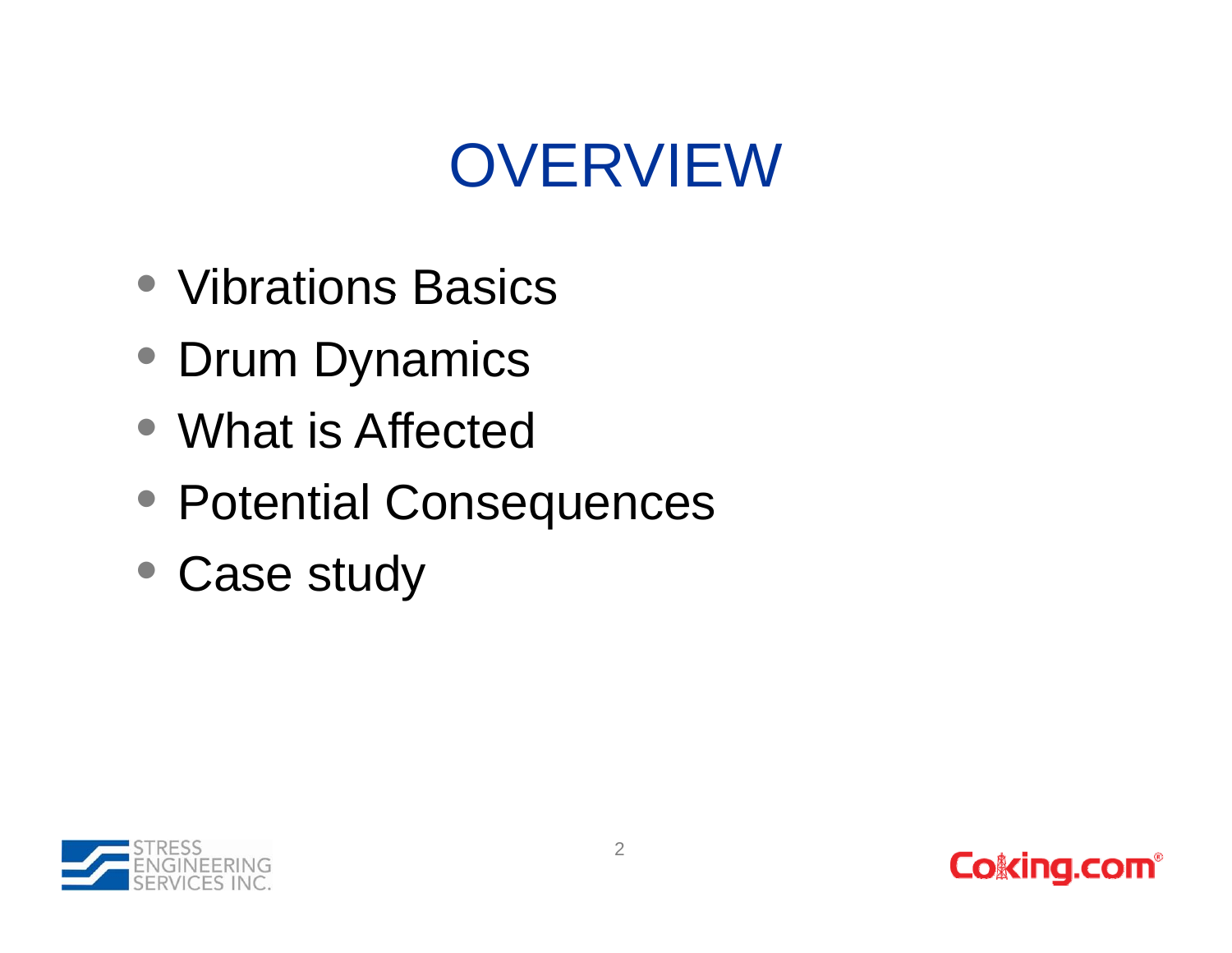# OVERVIEW

- Vibrations Basics
- Drum Dynamics
- What is Affected
- Potential Consequences
- Case study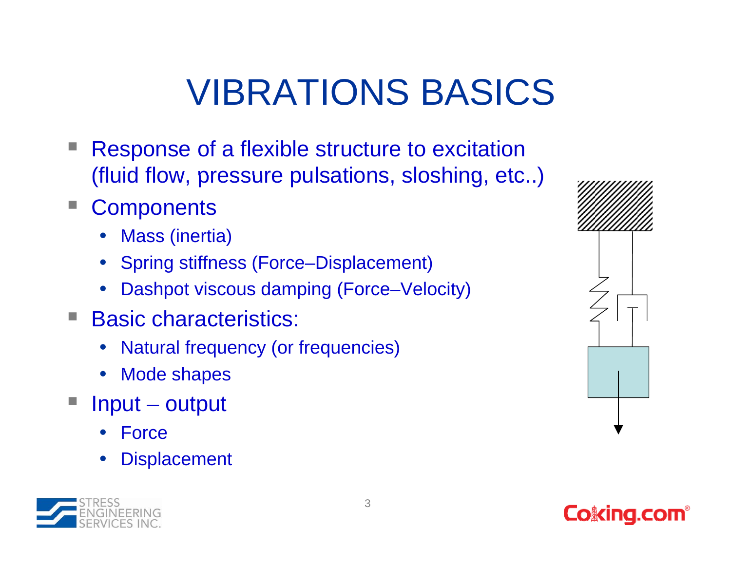# VIBRATIONS BASICS

- Response of a flexible structure to excitation (fluid flow, pressure pulsations, sloshing, etc..)
- Components
  - Mass (inertia)
  - Spring stiffness (Force–Displacement)
  - Dashpot viscous damping (Force–Velocity)
- Basic characteristics:
  - Natural frequency (or frequencies)
  - Mode shapes
- Input – output
  - Force
  - Displacement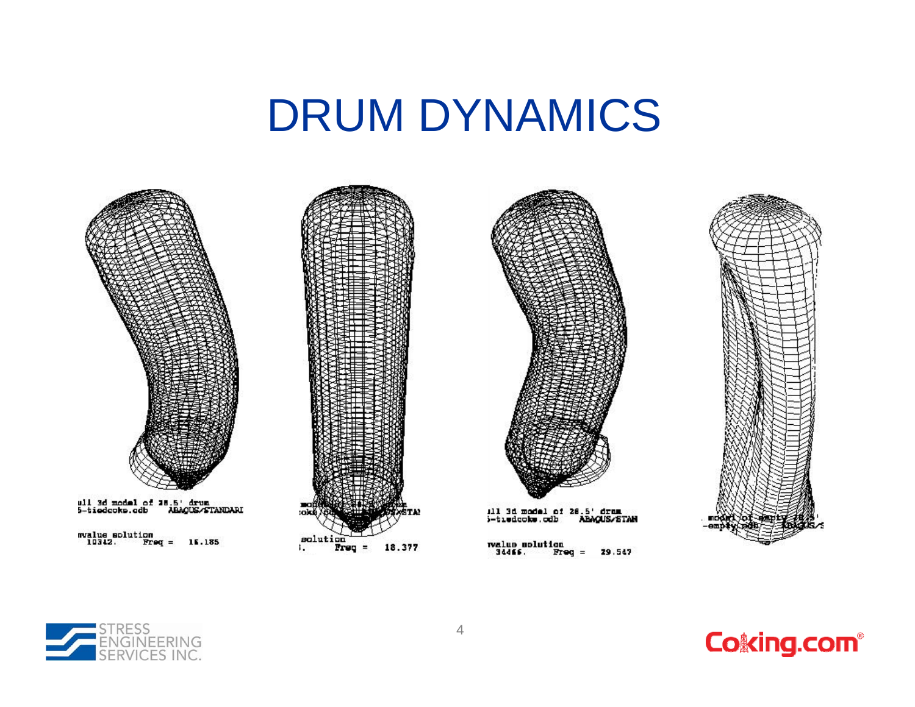# DRUM DYNAMICS

ull 3d model of 28.5' drum
5-tiedcoke.odb ABAQUS/STANDARD

nvalue solution
10342. Freq = 16.185

solution
Freq = 18.377

ll 3d model of 28.5' drum
5-tiedcoke.odb ABAQUS/STAN

nvalue solution
34466. Freq = 29.547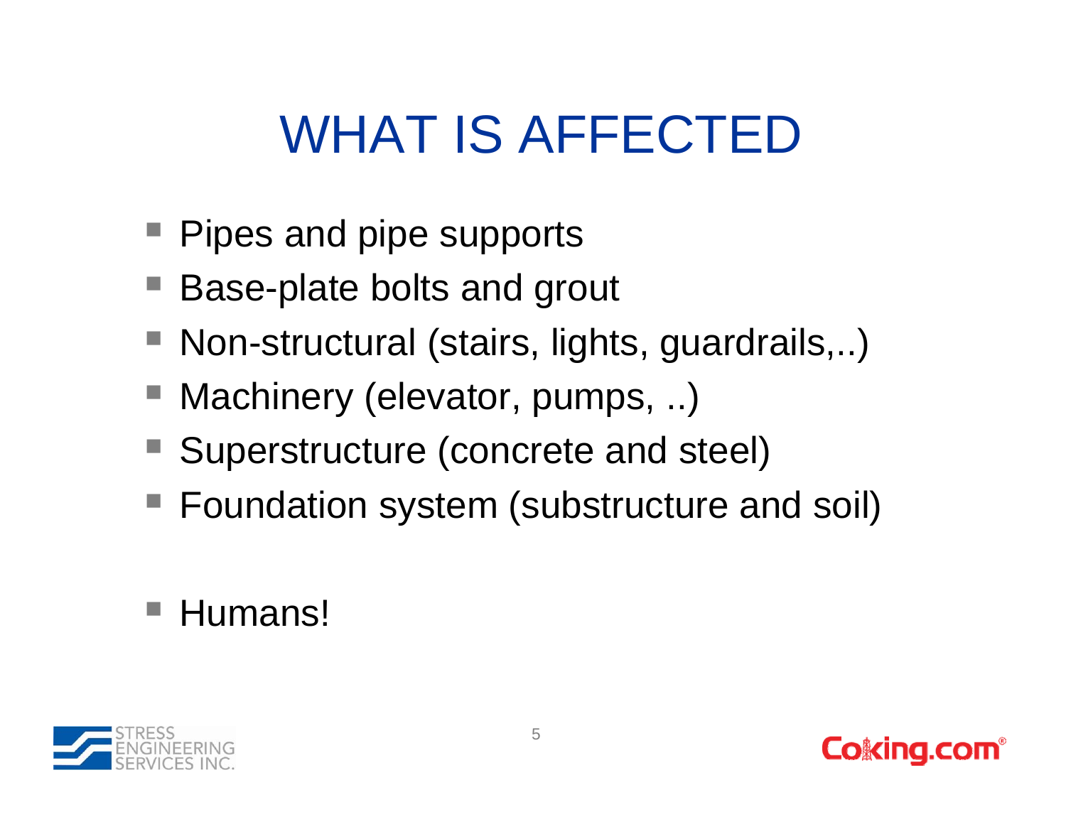# WHAT IS AFFECTED

- Pipes and pipe supports
- Base-plate bolts and grout
- Non-structural (stairs, lights, guardrails,..)
- Machinery (elevator, pumps, ..)
- Superstructure (concrete and steel)
- Foundation system (substructure and soil)

- Humans!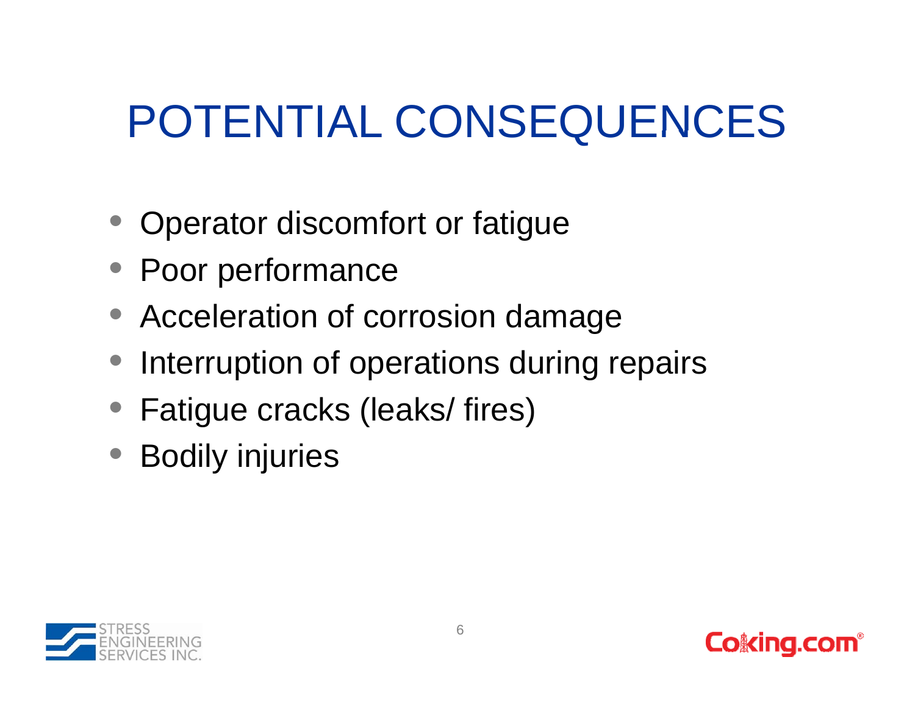# POTENTIAL CONSEQUENCES

- Operator discomfort or fatigue
- Poor performance
- Acceleration of corrosion damage
- Interruption of operations during repairs
- Fatigue cracks (leaks/ fires)
- Bodily injuries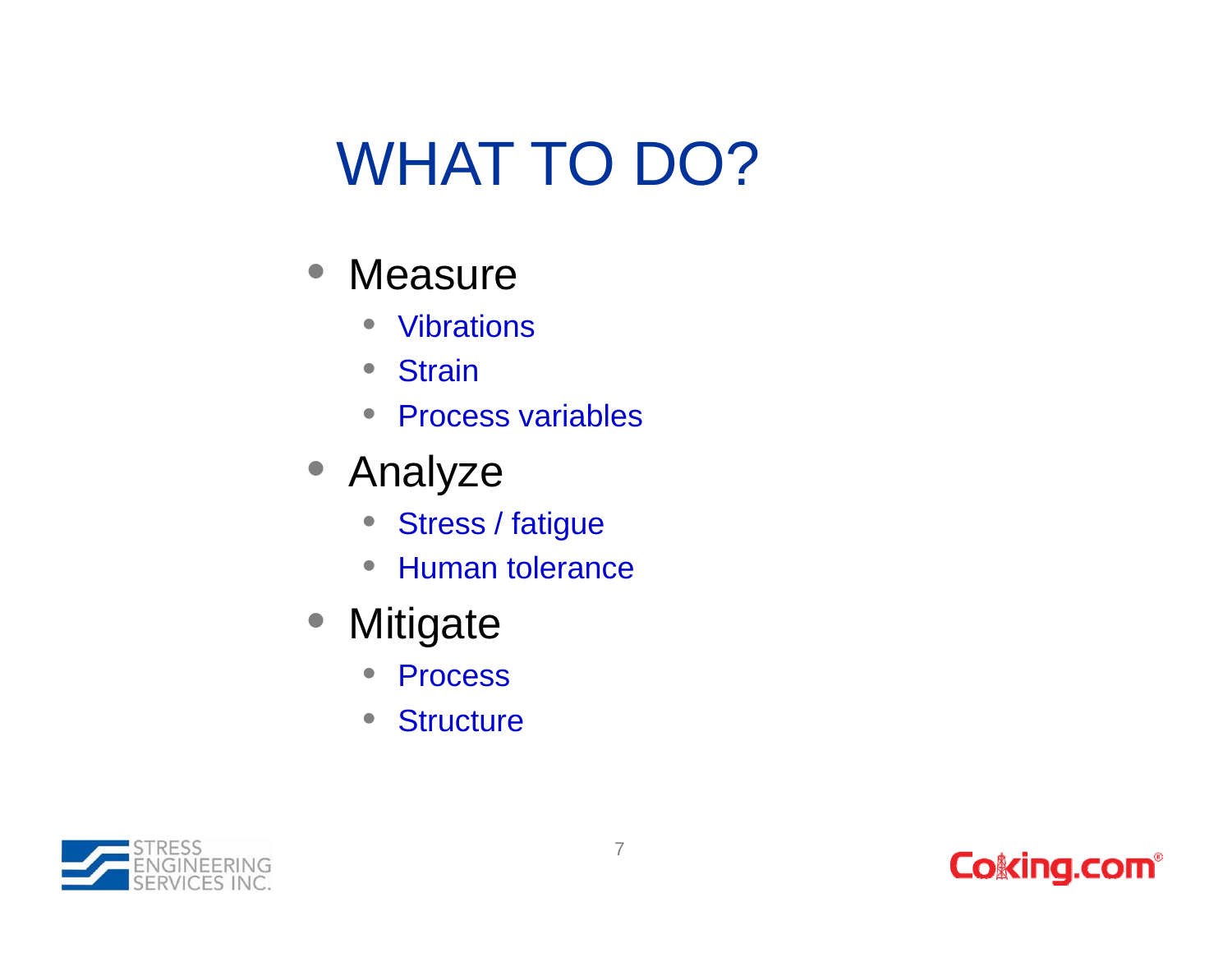# WHAT TO DO?

- Measure
  - Vibrations
  - Strain
  - Process variables
- Analyze
  - Stress / fatigue
  - Human tolerance
- Mitigate
  - Process
  - Structure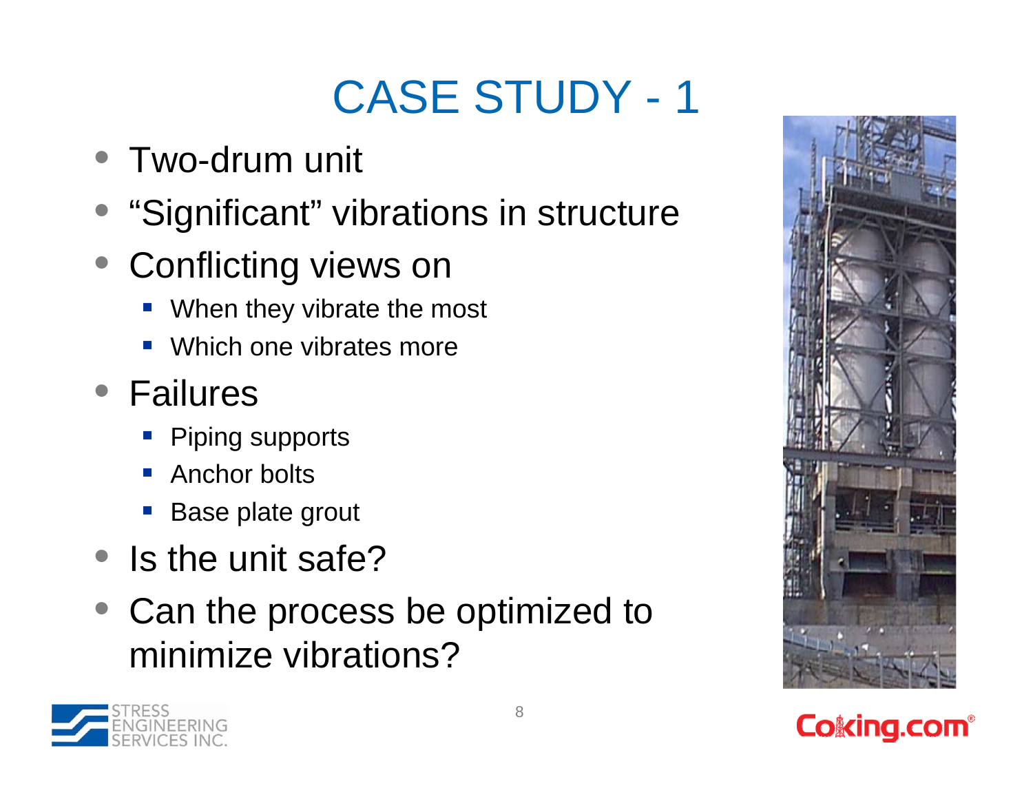# CASE STUDY - 1

- Two-drum unit
- "Significant" vibrations in structure
- Conflicting views on
  - When they vibrate the most
  - Which one vibrates more
- Failures
  - Piping supports
  - Anchor bolts
  - Base plate grout
- Is the unit safe?
- Can the process be optimized to minimize vibrations?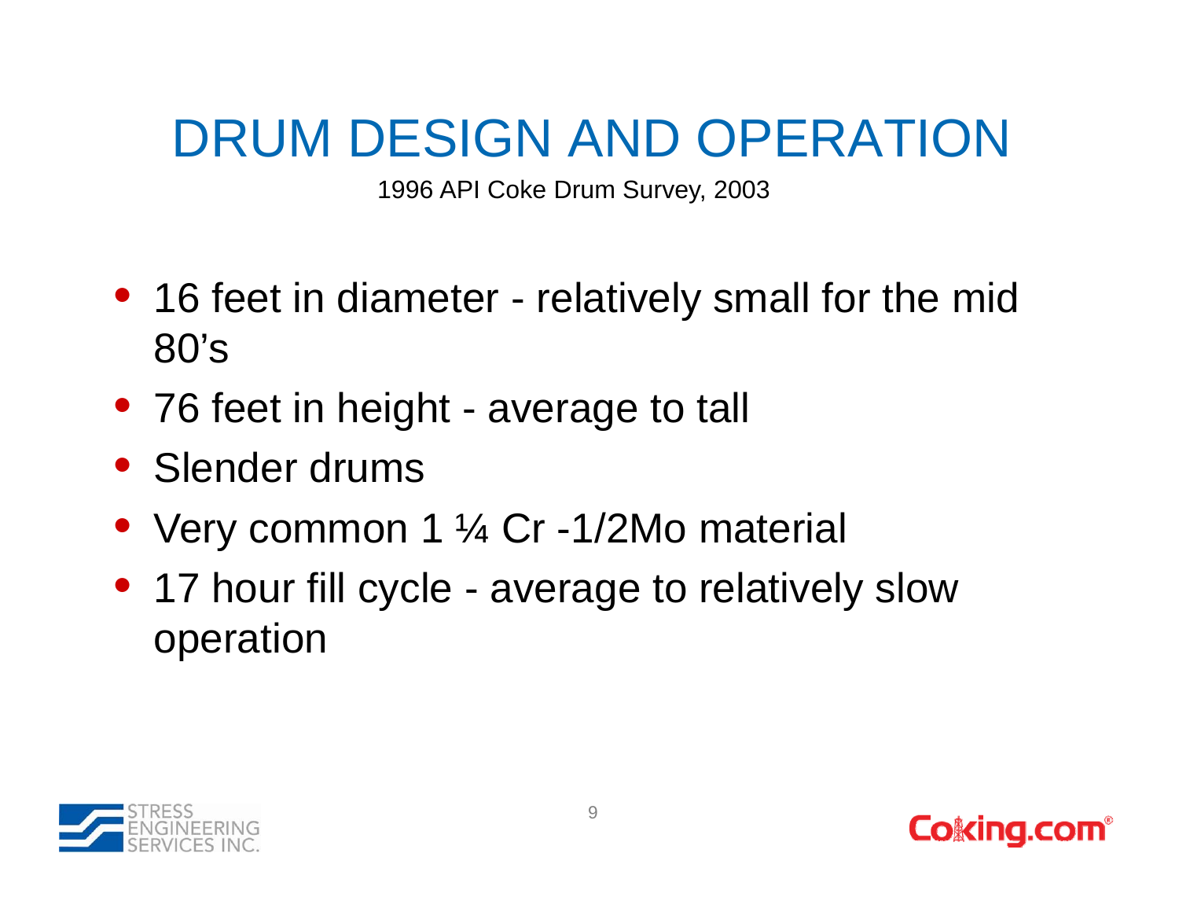# DRUM DESIGN AND OPERATION

1996 API Coke Drum Survey, 2003

- 16 feet in diameter - relatively small for the mid 80's
- 76 feet in height - average to tall
- Slender drums
- Very common 1 ¼ Cr -1/2Mo material
- 17 hour fill cycle - average to relatively slow operation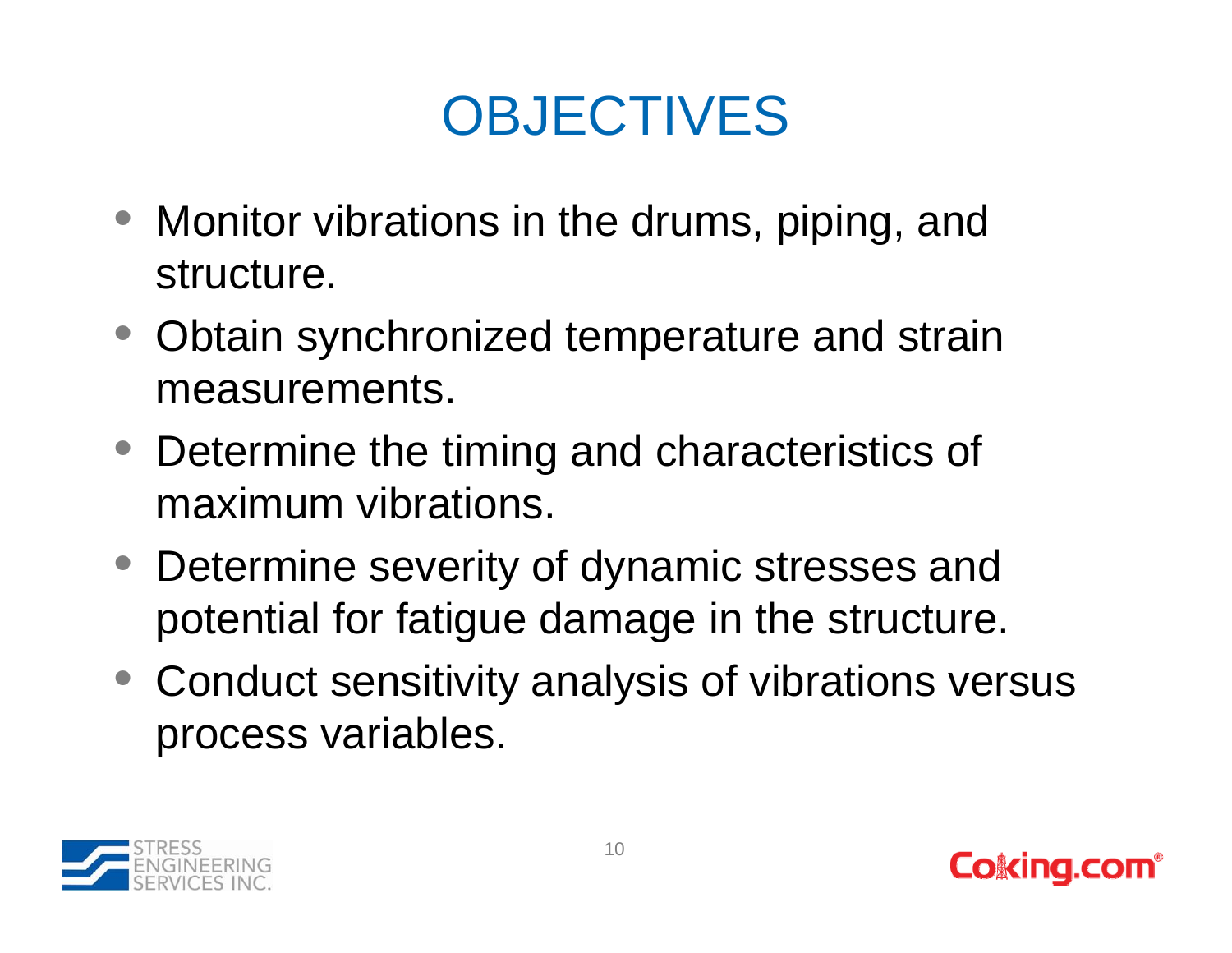# OBJECTIVES

- Monitor vibrations in the drums, piping, and structure.
- Obtain synchronized temperature and strain measurements.
- Determine the timing and characteristics of maximum vibrations.
- Determine severity of dynamic stresses and potential for fatigue damage in the structure.
- Conduct sensitivity analysis of vibrations versus process variables.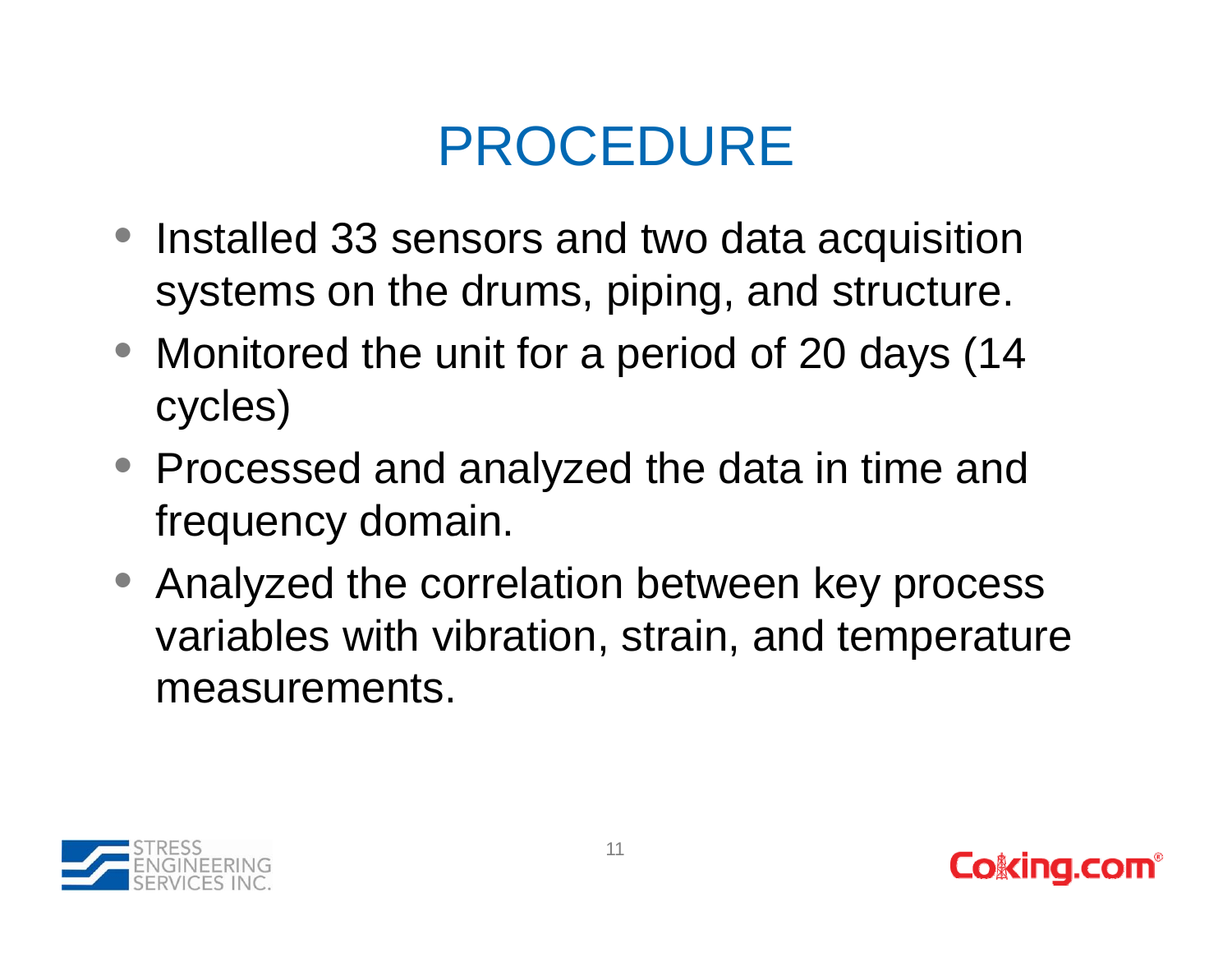# PROCEDURE

- Installed 33 sensors and two data acquisition systems on the drums, piping, and structure.
- Monitored the unit for a period of 20 days (14 cycles)
- Processed and analyzed the data in time and frequency domain.
- Analyzed the correlation between key process variables with vibration, strain, and temperature measurements.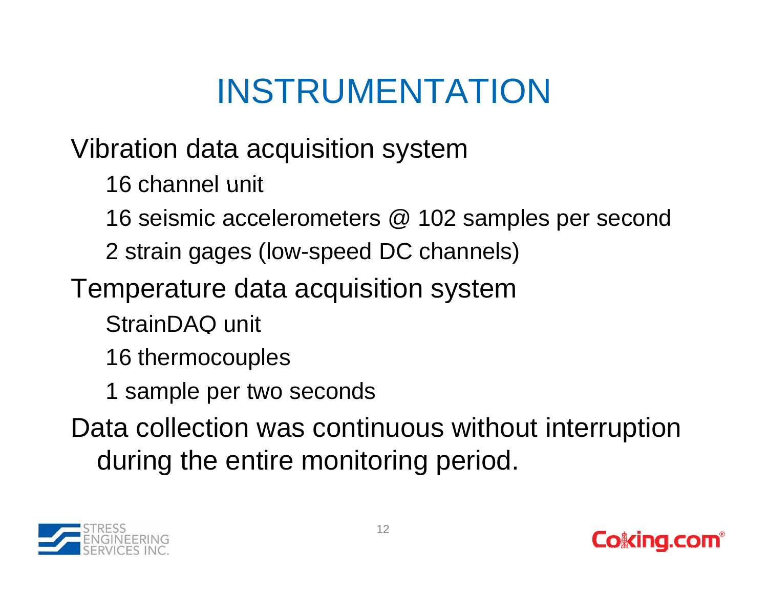# INSTRUMENTATION

Vibration data acquisition system

- 16 channel unit
- 16 seismic accelerometers @ 102 samples per second
- 2 strain gages (low-speed DC channels)

Temperature data acquisition system

- StrainDAQ unit
- 16 thermocouples
- 1 sample per two seconds

Data collection was continuous without interruption during the entire monitoring period.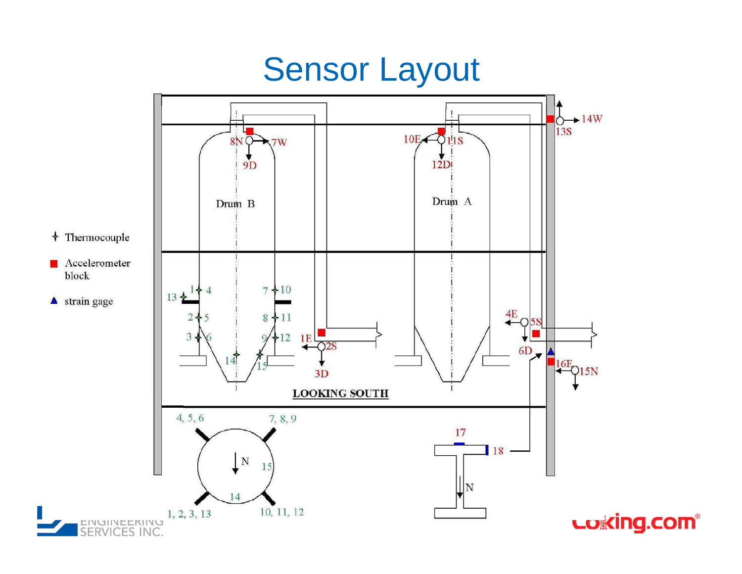# Sensor Layout

✦ Thermocouple

■ Accelerometer block

▲ strain gage

Drum B

Drum A

8N 7W 9D

10E 11S 12D

14W 13S

13 1 4

2 5

3 6

14

7 10

8 11

9 12

15

1E 2S 3D

4E 5S 6D

16E 15N

LOOKING SOUTH

4, 5, 6

7, 8, 9

N

15

14

1, 2, 3, 13

10, 11, 12

17

18

N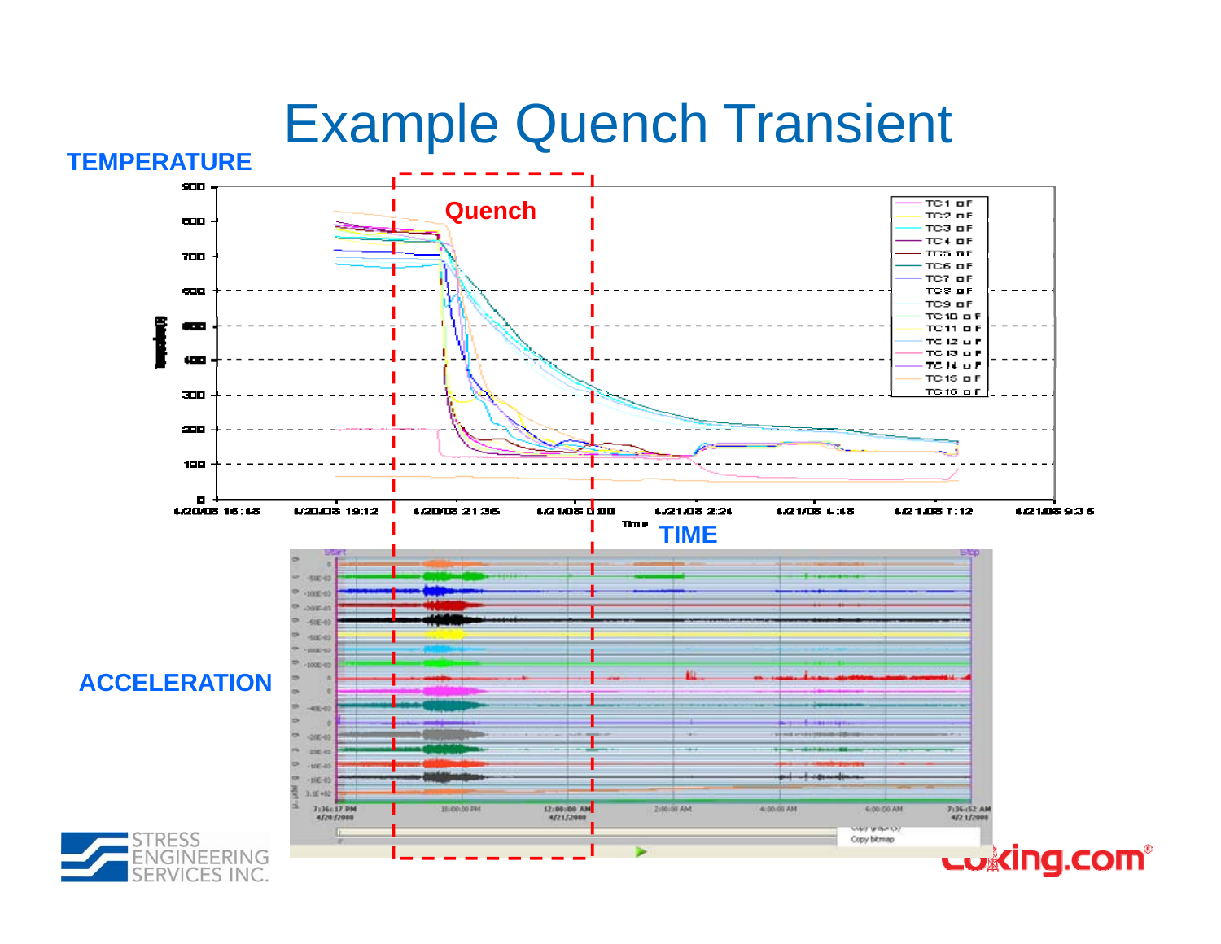# Example Quench Transient

**TEMPERATURE**

Quench

| | |
|---|---|
| TC1 oF | TC9 oF |
| TC2 oF | TC10 oF |
| TC3 oF | TC11 oF |
| TC4 oF | TC12 oF |
| TC5 oF | TC13 oF |
| TC6 oF | TC14 oF |
| TC7 oF | TC15 oF |
| TC8 oF | TC16 oF |

Temperature (F): 0, 100, 200, 300, 400, 500, 600, 700, 800, 900

4/20/08 16:48 · 4/20/08 19:12 · 4/20/08 21:36 · 4/21/08 0:00 · 4/21/08 2:24 · 4/21/08 4:48 · 4/21/08 7:12 · 4/21/08 9:36

Time

**TIME**

**ACCELERATION**

7:36:17 PM 4/20/2008 · 10:00:00 PM · 12:00:00 AM 4/21/2008 · 2:00:00 AM · 4:00:00 AM · 6:00:00 AM · 7:36:52 AM 4/21/2008

STRESS ENGINEERING SERVICES INC.

Coking.com®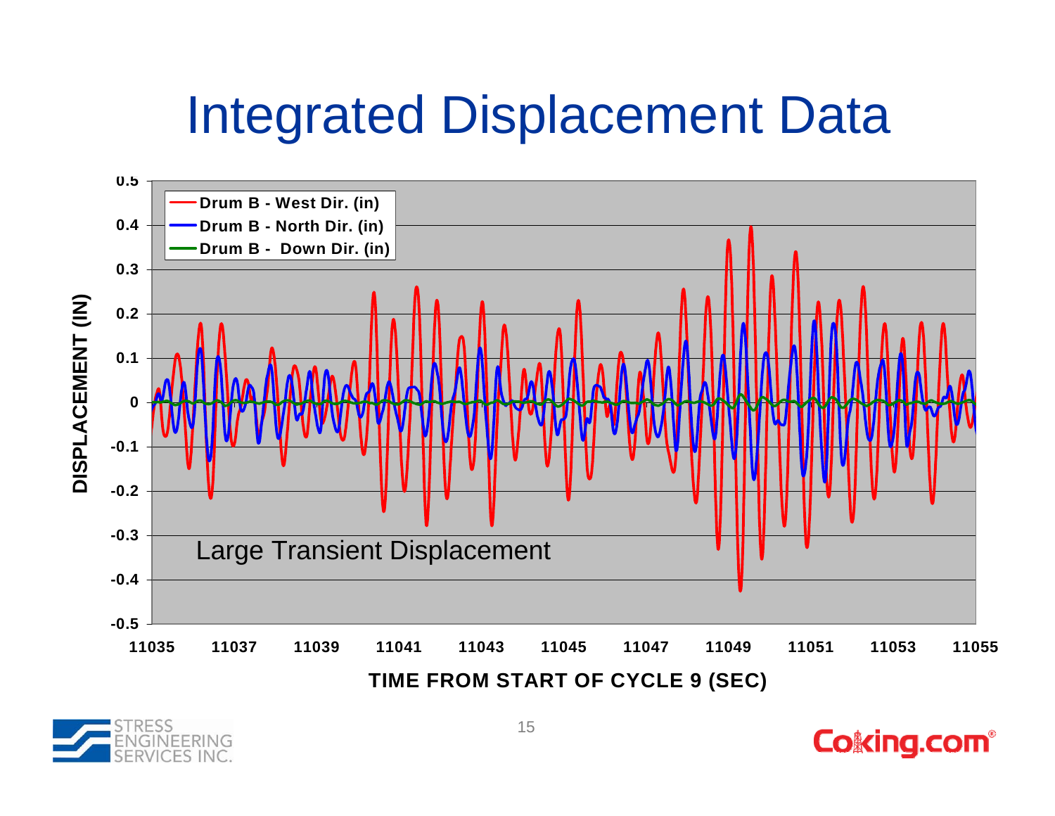# Integrated Displacement Data

Large Transient Displacement

DISPLACEMENT (IN)

TIME FROM START OF CYCLE 9 (SEC)

- Drum B - West Dir. (in)
- Drum B - North Dir. (in)
- Drum B - Down Dir. (in)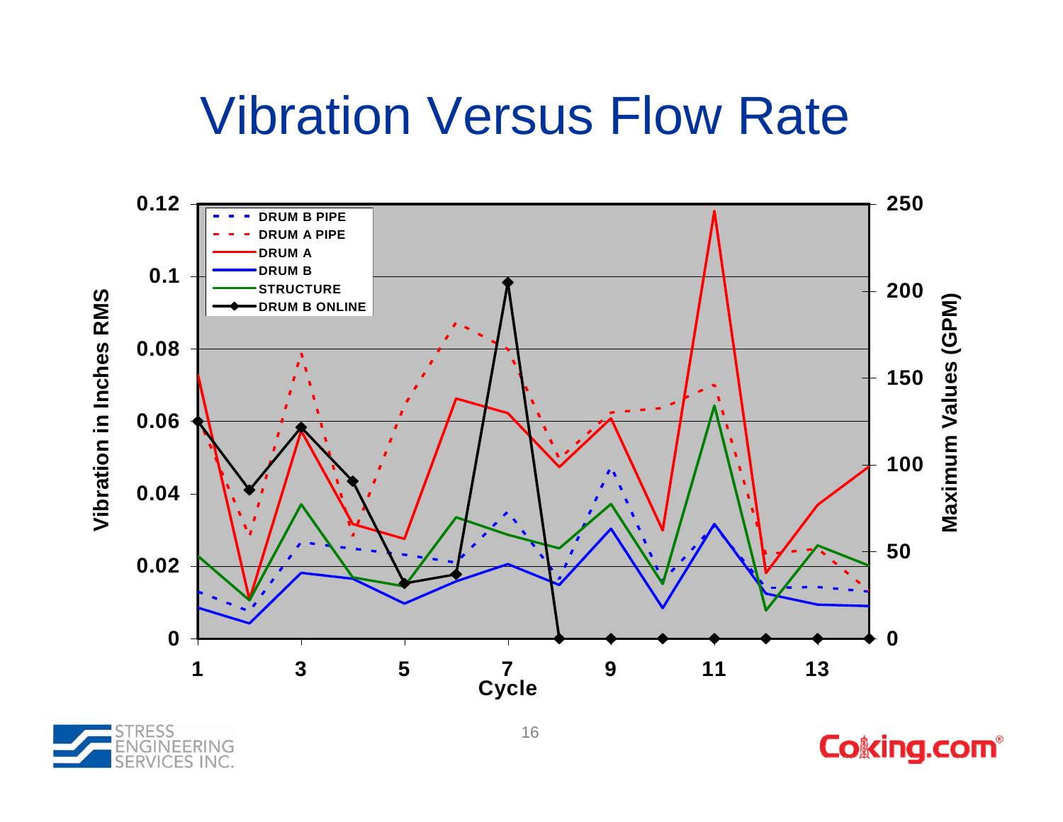# Vibration Versus Flow Rate

Vibration in Inches RMS (left axis: 0 – 0.12) | Maximum Values (GPM) (right axis: 0 – 250) | Cycle (x axis: 1 – 14)

Legend:
- DRUM B PIPE
- DRUM A PIPE
- DRUM A
- DRUM B
- STRUCTURE
- DRUM B ONLINE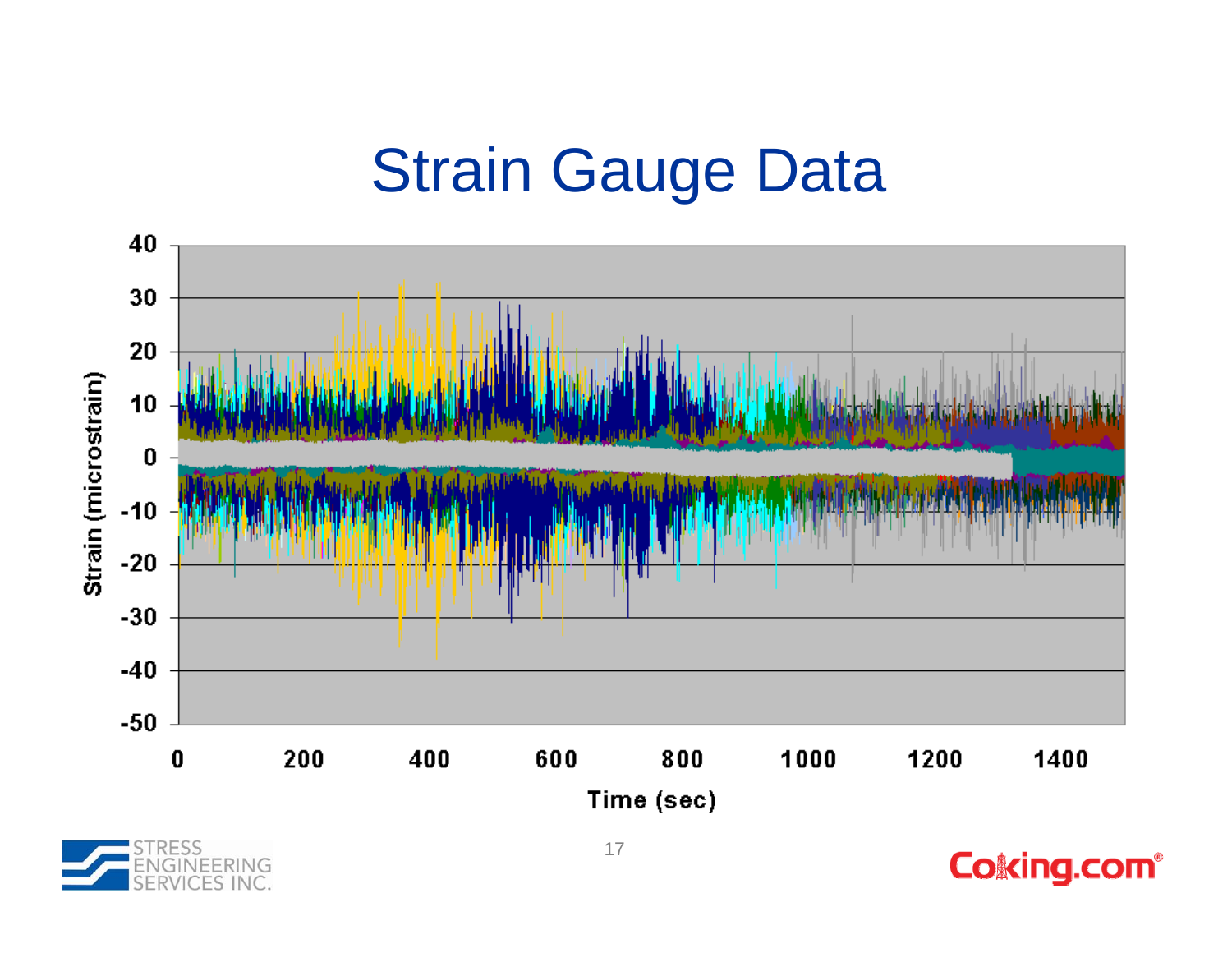# Strain Gauge Data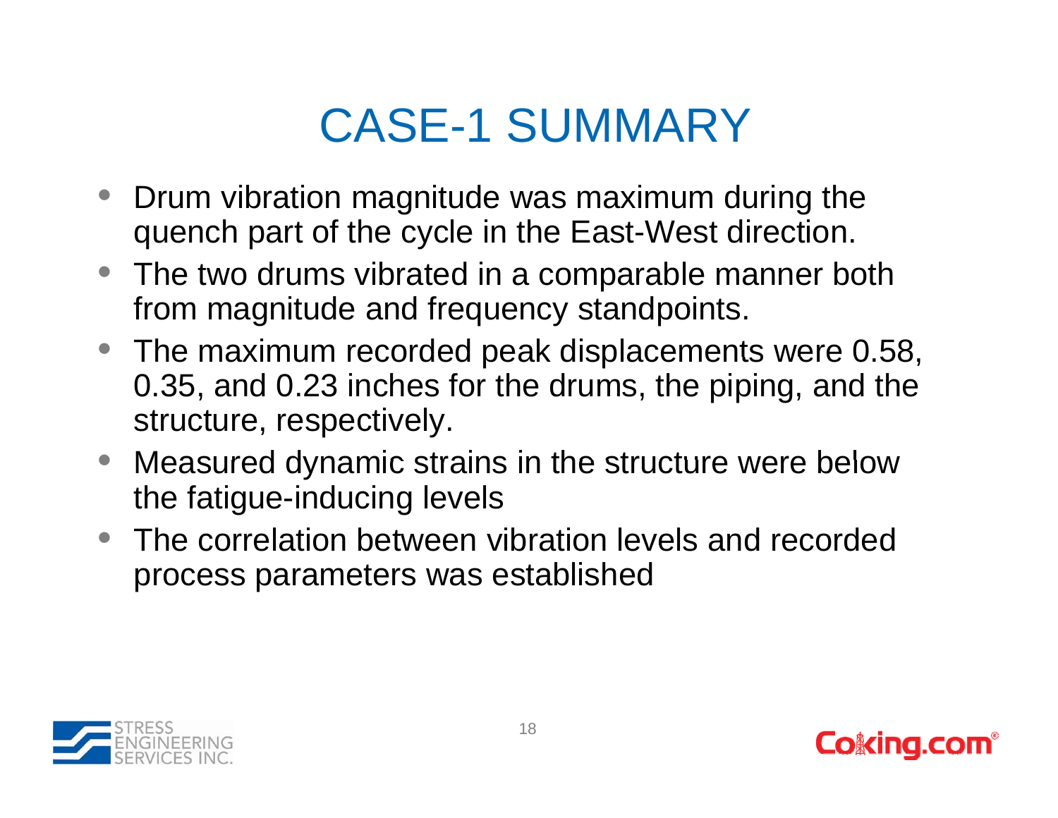# CASE-1 SUMMARY

- Drum vibration magnitude was maximum during the quench part of the cycle in the East-West direction.
- The two drums vibrated in a comparable manner both from magnitude and frequency standpoints.
- The maximum recorded peak displacements were 0.58, 0.35, and 0.23 inches for the drums, the piping, and the structure, respectively.
- Measured dynamic strains in the structure were below the fatigue-inducing levels
- The correlation between vibration levels and recorded process parameters was established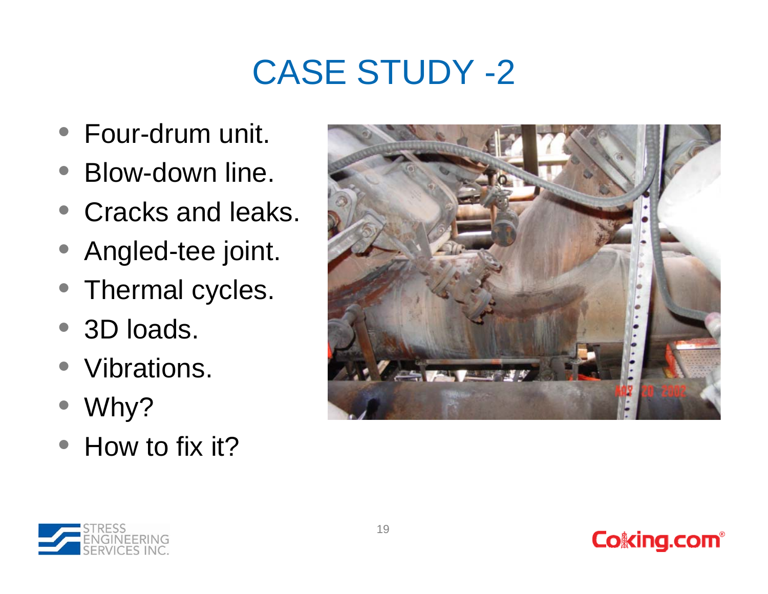# CASE STUDY -2

- Four-drum unit.
- Blow-down line.
- Cracks and leaks.
- Angled-tee joint.
- Thermal cycles.
- 3D loads.
- Vibrations.
- Why?
- How to fix it?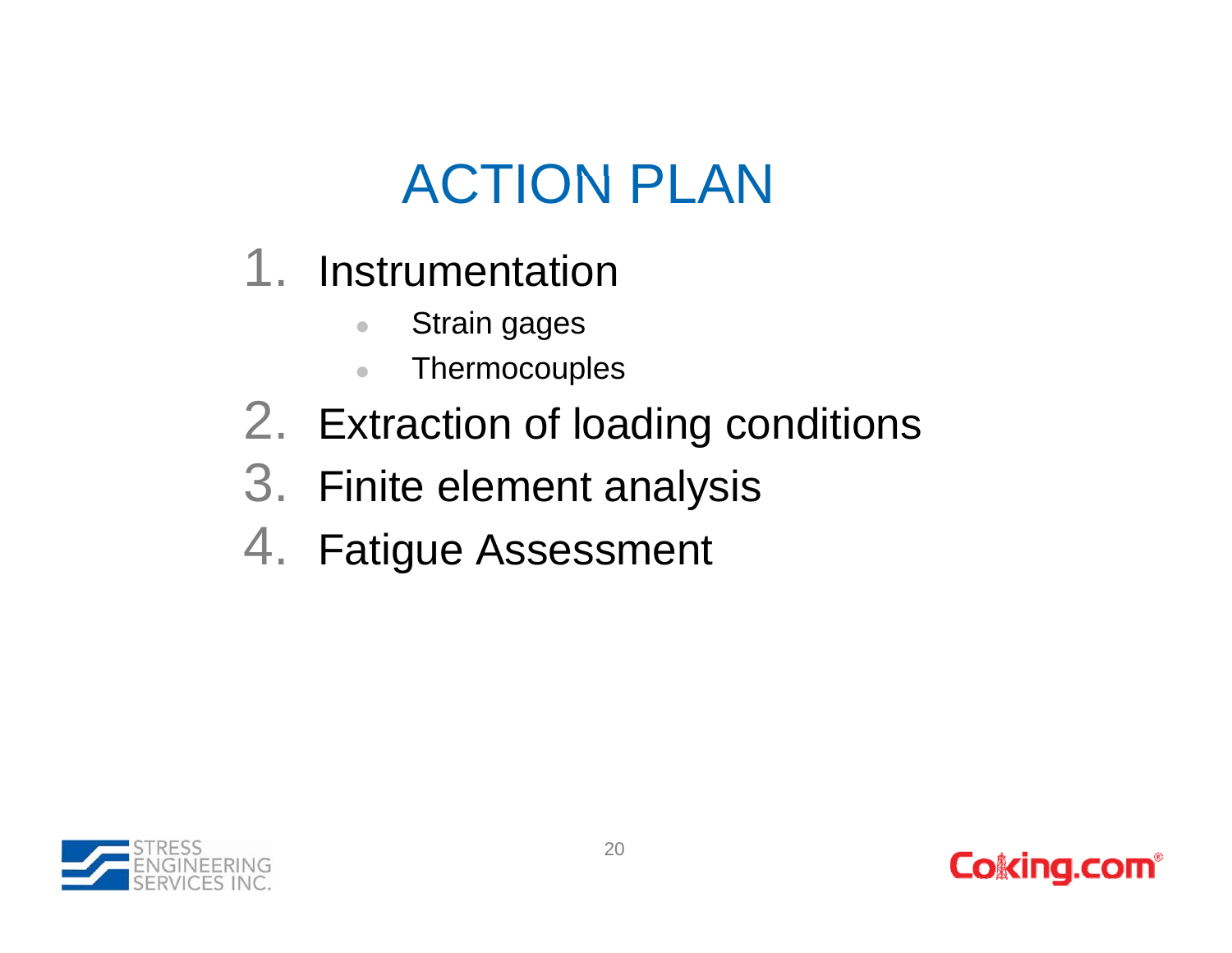# ACTION PLAN

1. Instrumentation
   - Strain gages
   - Thermocouples
2. Extraction of loading conditions
3. Finite element analysis
4. Fatigue Assessment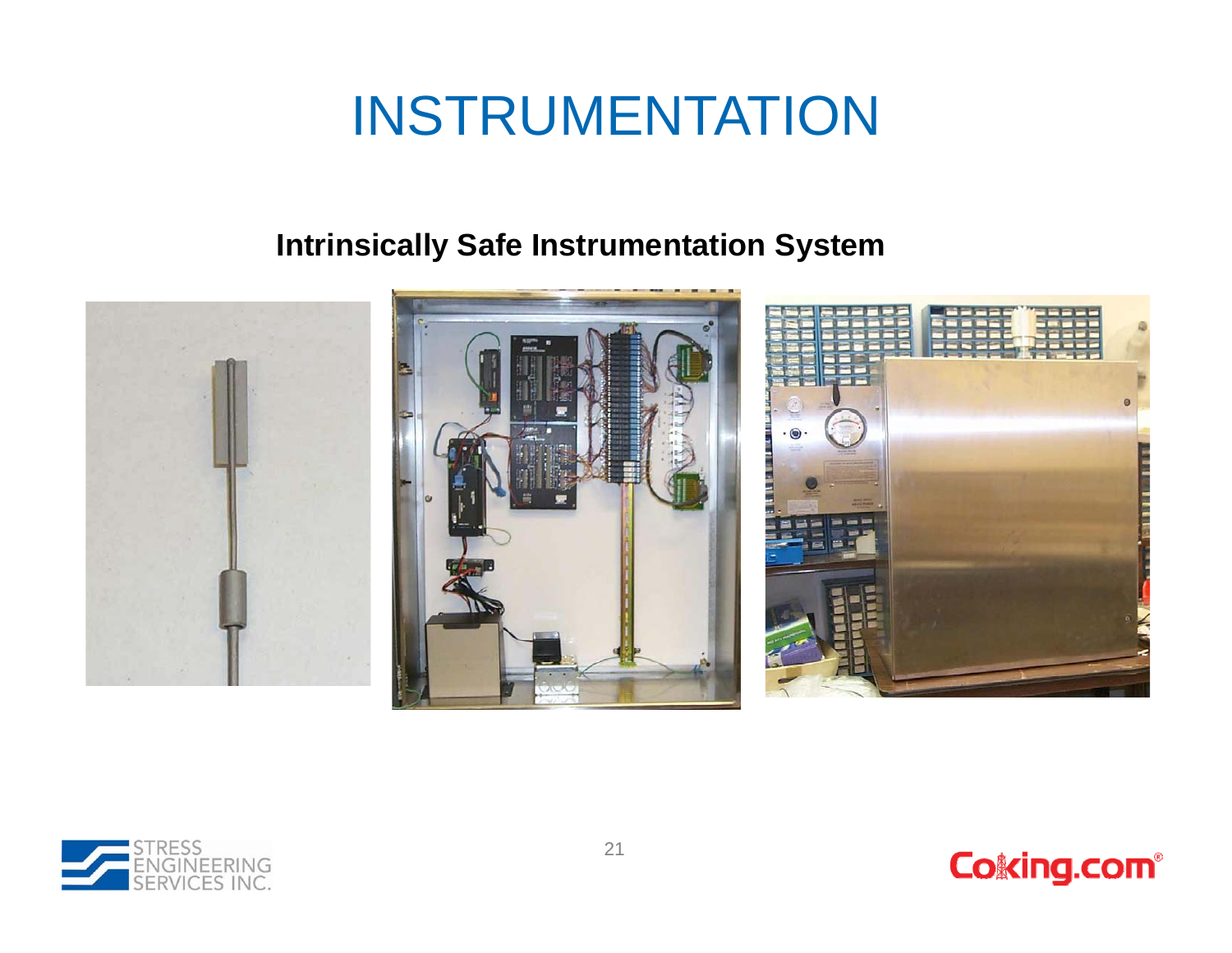# INSTRUMENTATION

**Intrinsically Safe Instrumentation System**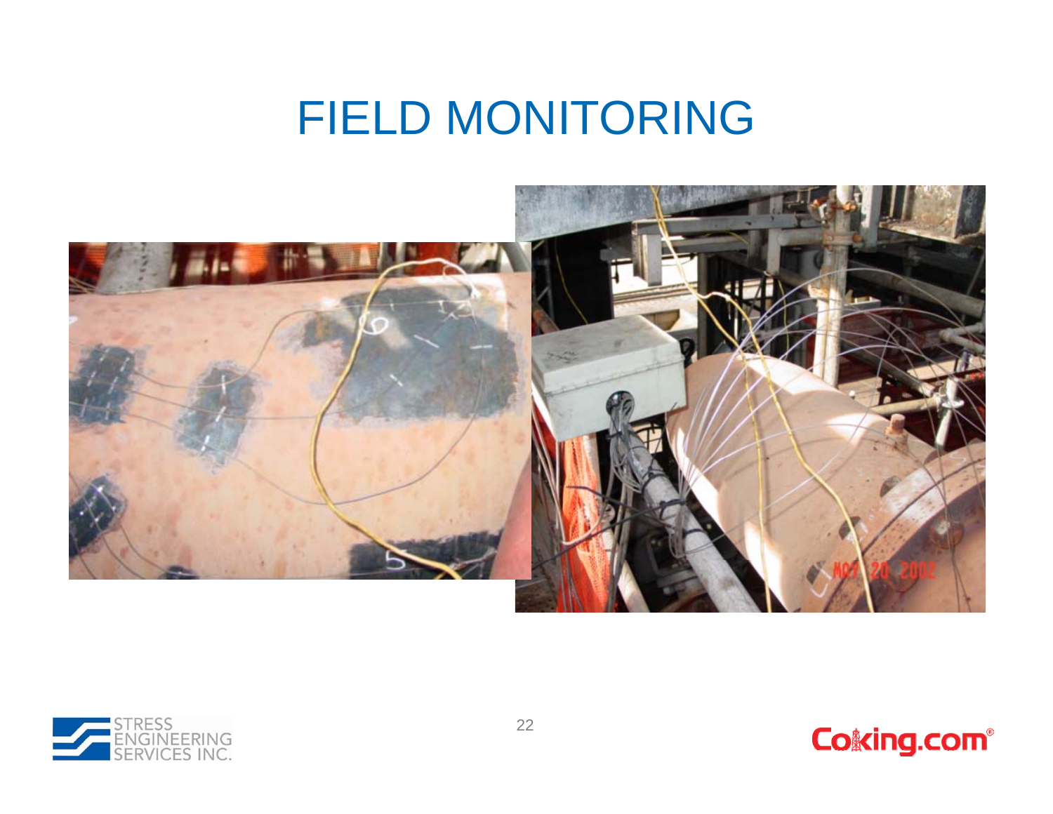# FIELD MONITORING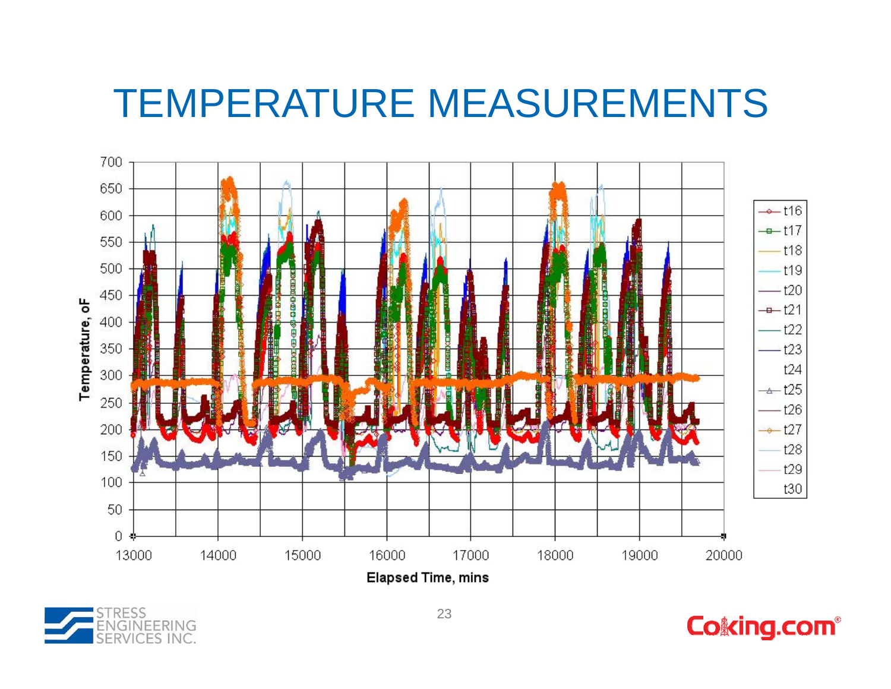# TEMPERATURE MEASUREMENTS

Temperature, oF

Elapsed Time, mins

t16, t17, t18, t19, t20, t21, t22, t23, t24, t25, t26, t27, t28, t29, t30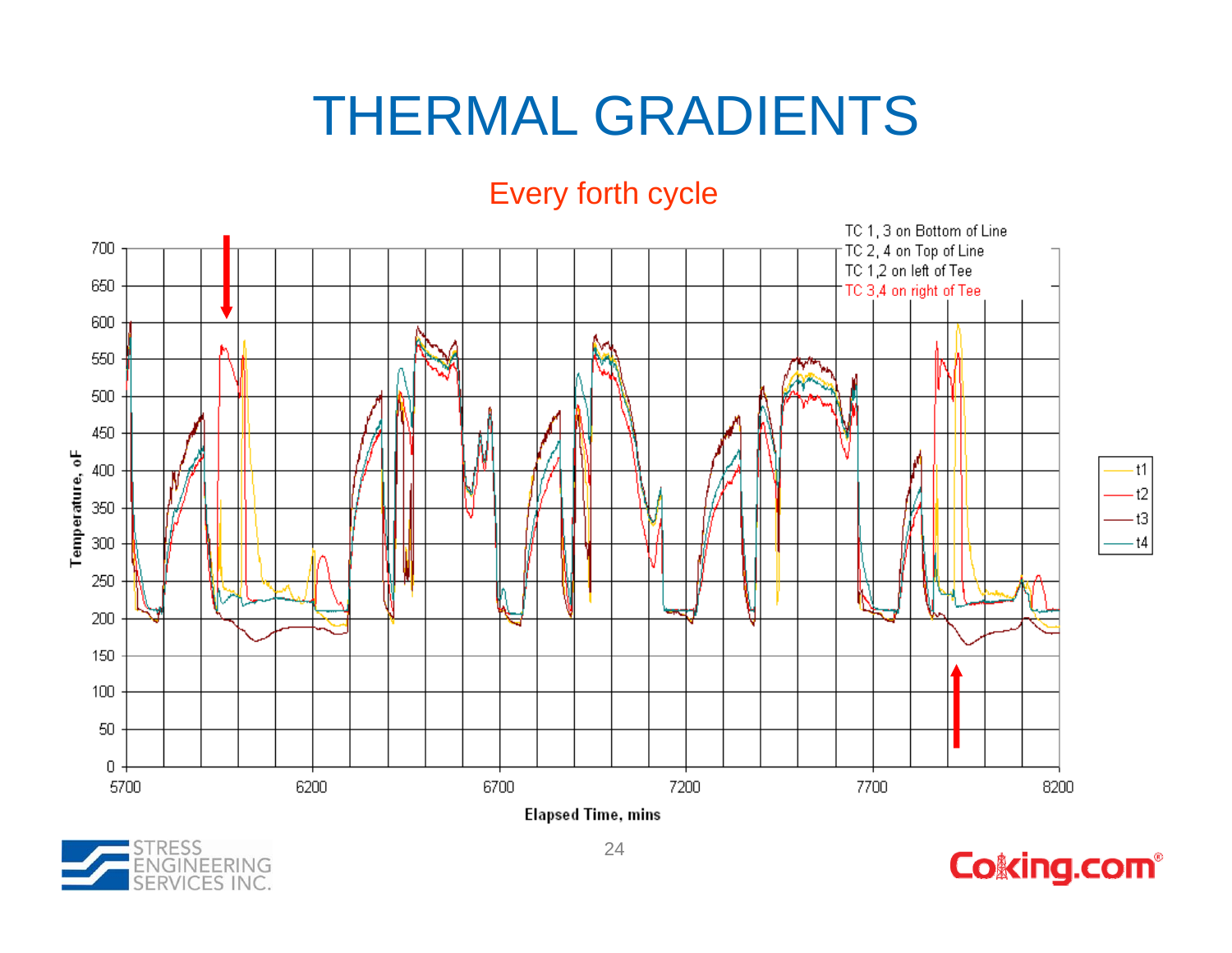# THERMAL GRADIENTS

Every forth cycle

TC 1, 3 on Bottom of Line
TC 2, 4 on Top of Line
TC 1,2 on left of Tee
TC 3,4 on right of Tee

Temperature, oF

Elapsed Time, mins

t1
t2
t3
t4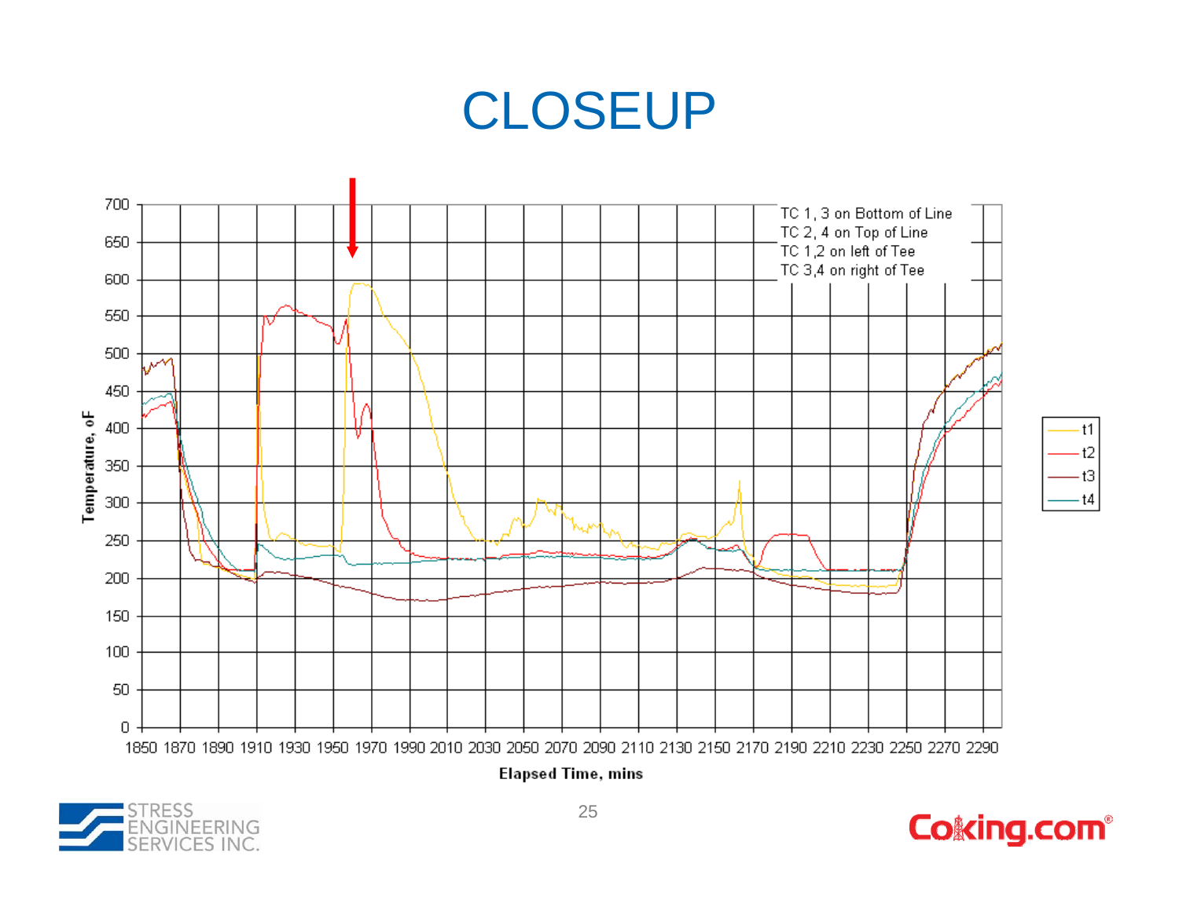# CLOSEUP

TC 1, 3 on Bottom of Line
TC 2, 4 on Top of Line
TC 1,2 on left of Tee
TC 3,4 on right of Tee

Temperature, oF

Elapsed Time, mins

t1
t2
t3
t4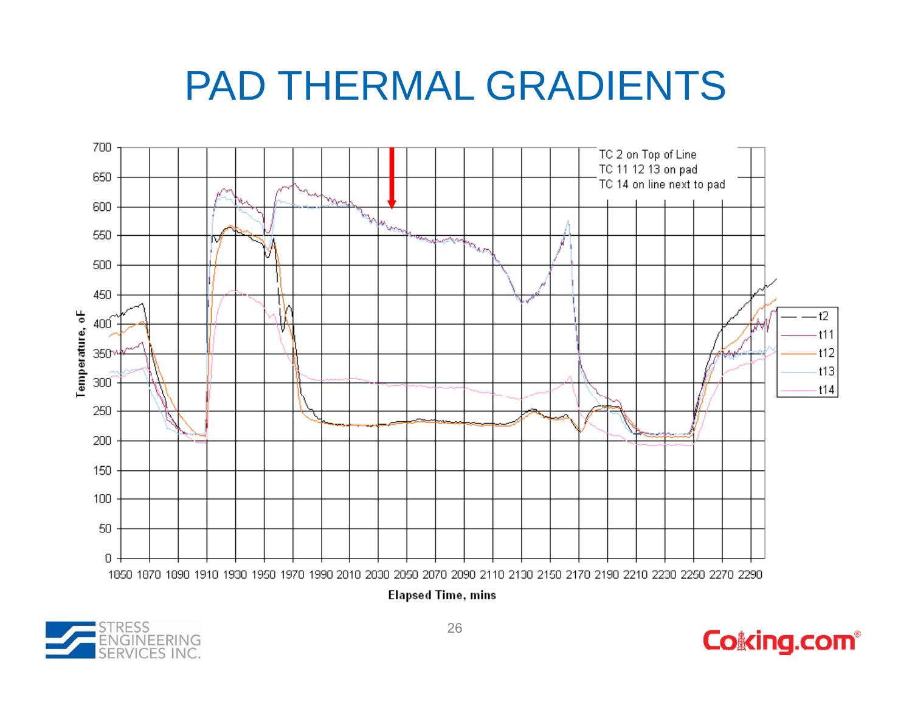# PAD THERMAL GRADIENTS

TC 2 on Top of Line
TC 11 12 13 on pad
TC 14 on line next to pad

Temperature, oF

Elapsed Time, mins

t2
t11
t12
t13
t14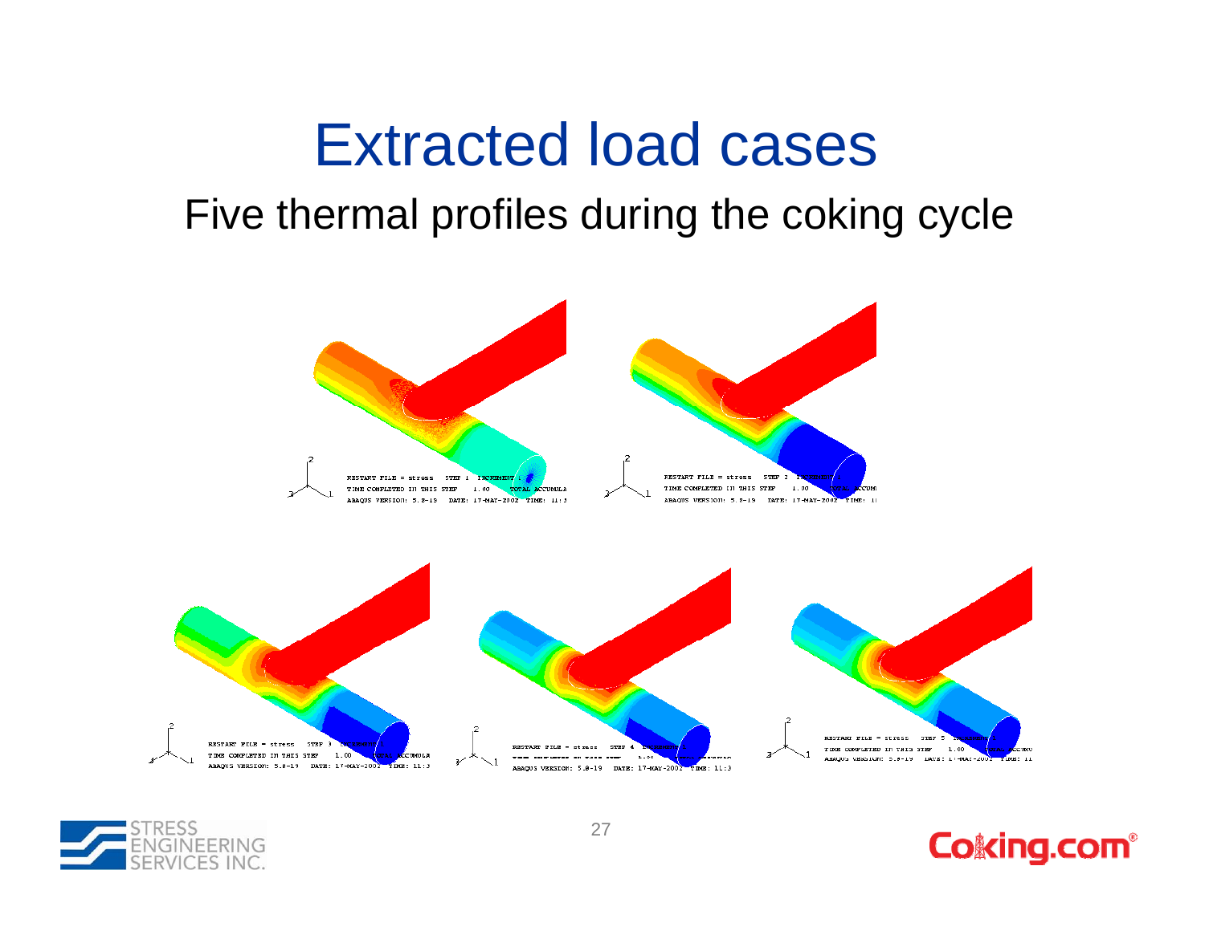# Extracted load cases

Five thermal profiles during the coking cycle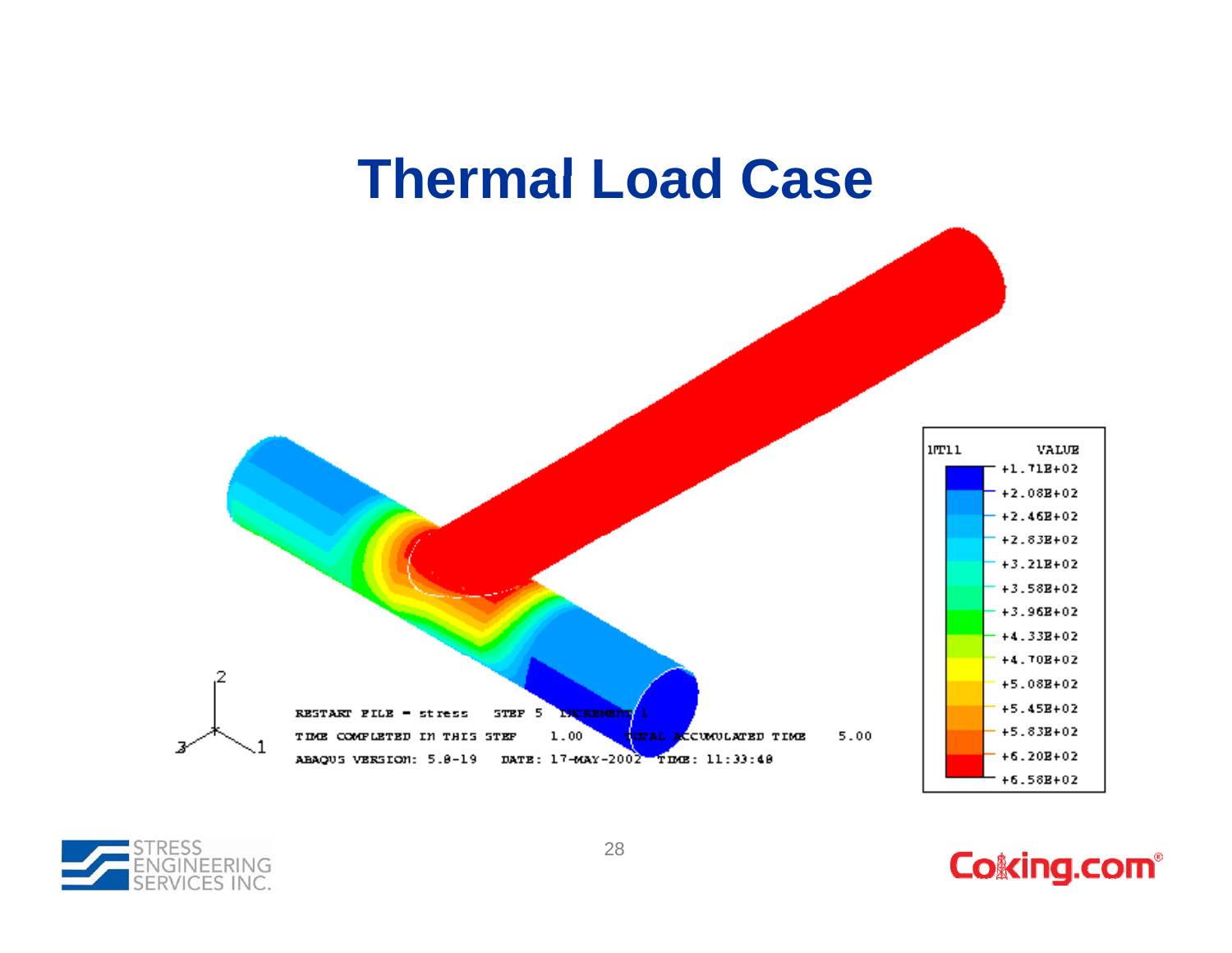# Thermal Load Case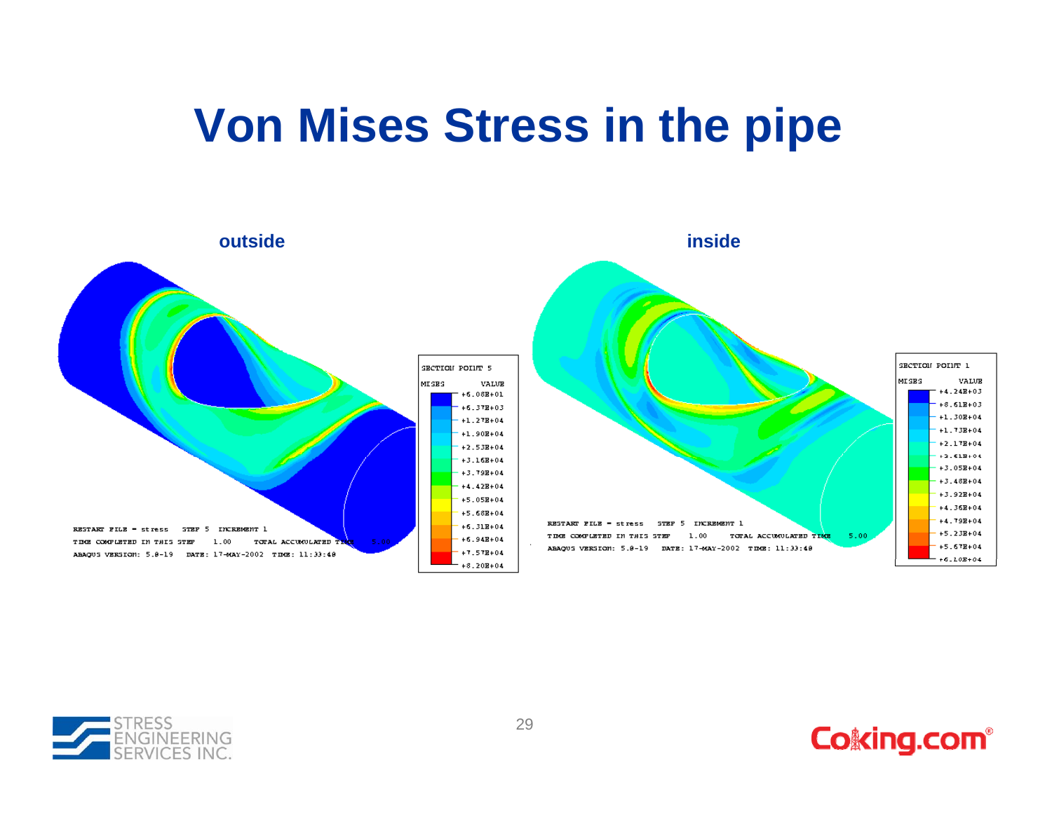# Von Mises Stress in the pipe

**outside**

**inside**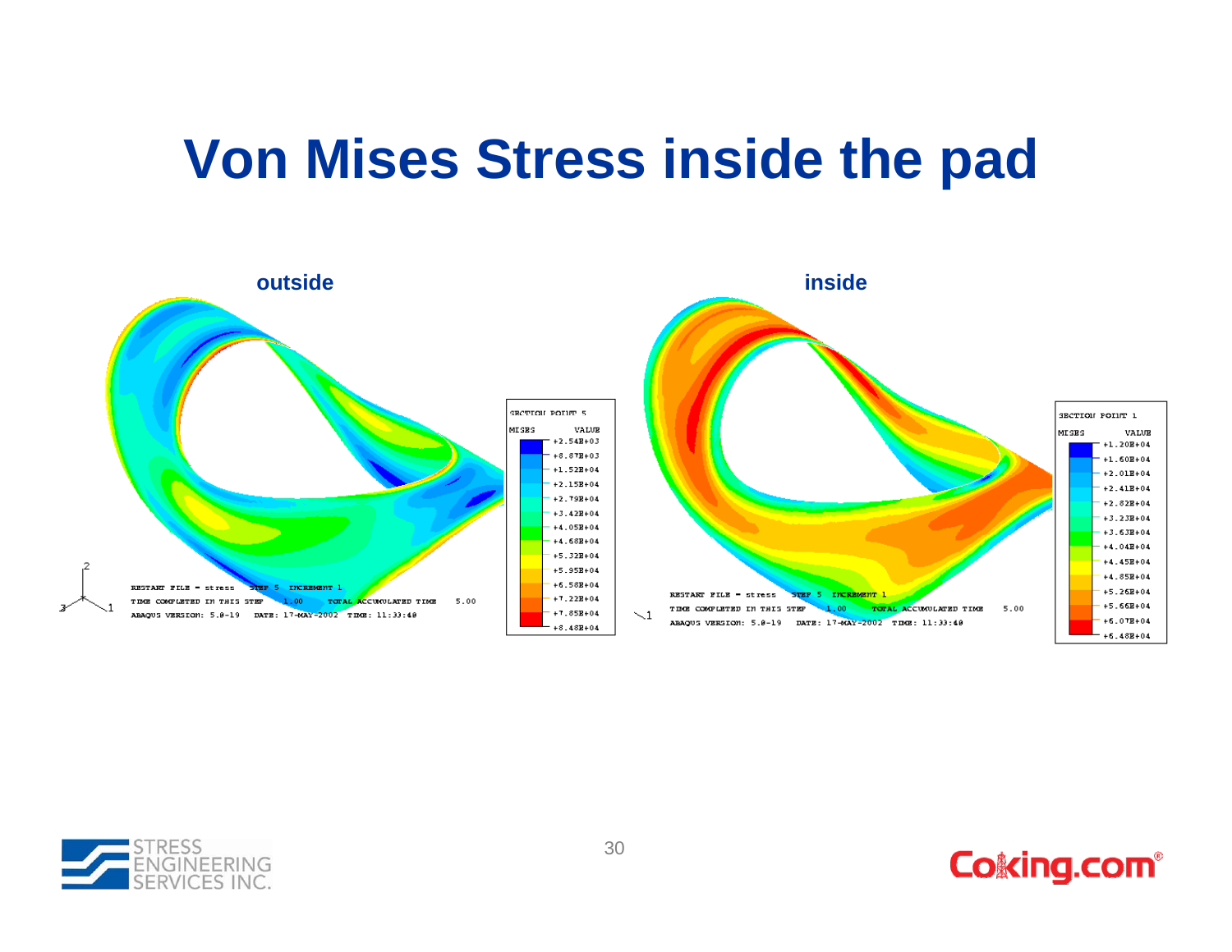# Von Mises Stress inside the pad

**outside**

| SECTION POINT 5 | |
|---|---|
| MISES | VALUE |
| | +2.54E+03 |
| | +8.87E+03 |
| | +1.52E+04 |
| | +2.15E+04 |
| | +2.79E+04 |
| | +3.42E+04 |
| | +4.05E+04 |
| | +4.68E+04 |
| | +5.32E+04 |
| | +5.95E+04 |
| | +6.58E+04 |
| | +7.22E+04 |
| | +7.85E+04 |
| | +8.48E+04 |

RESTART FILE = stress STEP 5 INCREMENT 1
TIME COMPLETED IN THIS STEP 1.00 TOTAL ACCUMULATED TIME 5.00
ABAQUS VERSION: 5.8-19 DATE: 17-MAY-2002 TIME: 11:33:48

**inside**

| SECTION POINT 1 | |
|---|---|
| MISES | VALUE |
| | +1.20E+04 |
| | +1.60E+04 |
| | +2.01E+04 |
| | +2.41E+04 |
| | +2.82E+04 |
| | +3.23E+04 |
| | +3.63E+04 |
| | +4.04E+04 |
| | +4.45E+04 |
| | +4.85E+04 |
| | +5.26E+04 |
| | +5.66E+04 |
| | +6.07E+04 |
| | +6.48E+04 |

RESTART FILE = stress STEP 5 INCREMENT 1
TIME COMPLETED IN THIS STEP 1.00 TOTAL ACCUMULATED TIME 5.00
ABAQUS VERSION: 5.8-19 DATE: 17-MAY-2002 TIME: 11:33:48

STRESS ENGINEERING SERVICES INC.

Coking.com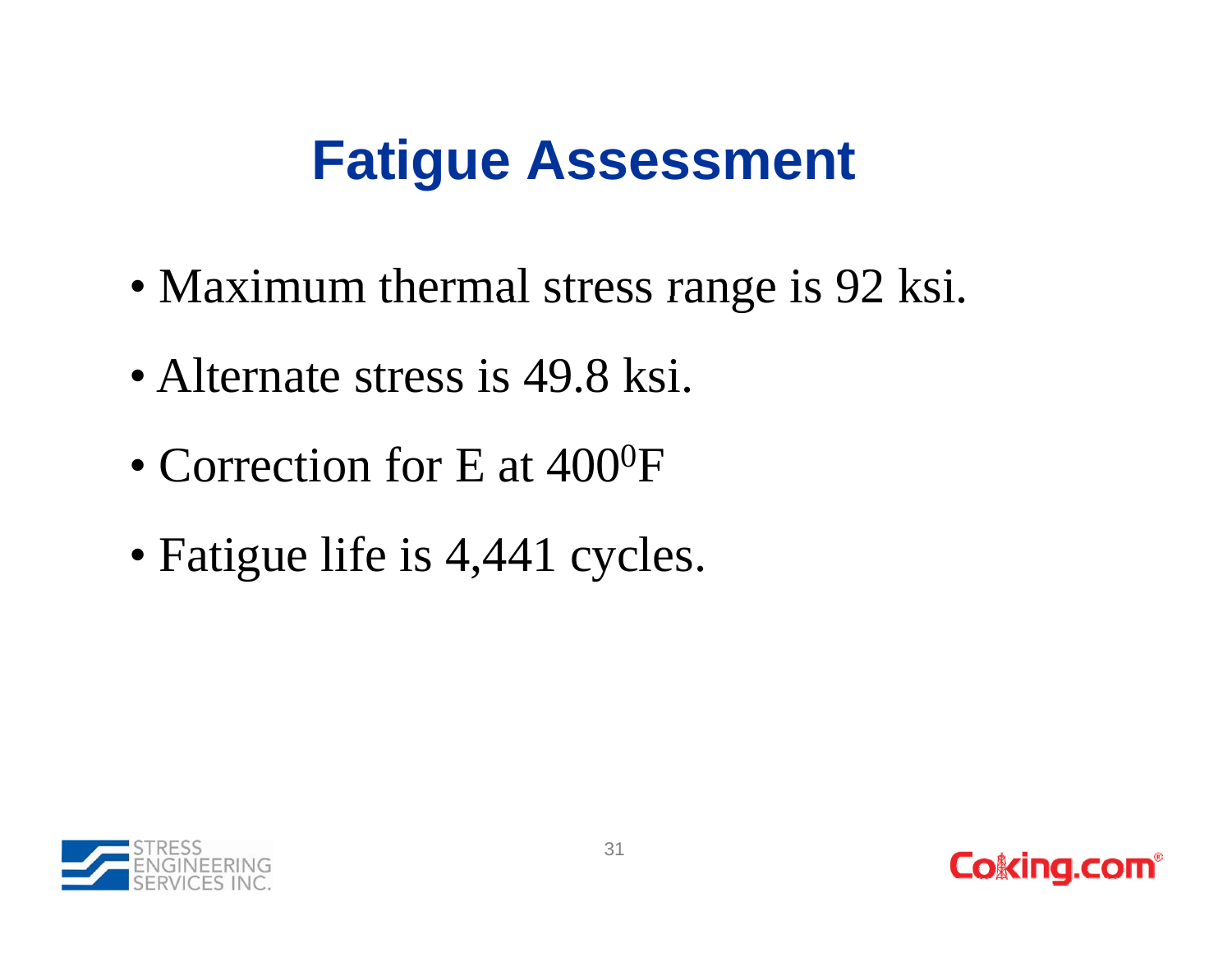# Fatigue Assessment

- Maximum thermal stress range is 92 ksi.
- Alternate stress is 49.8 ksi.
- Correction for E at $400^0$F
- Fatigue life is 4,441 cycles.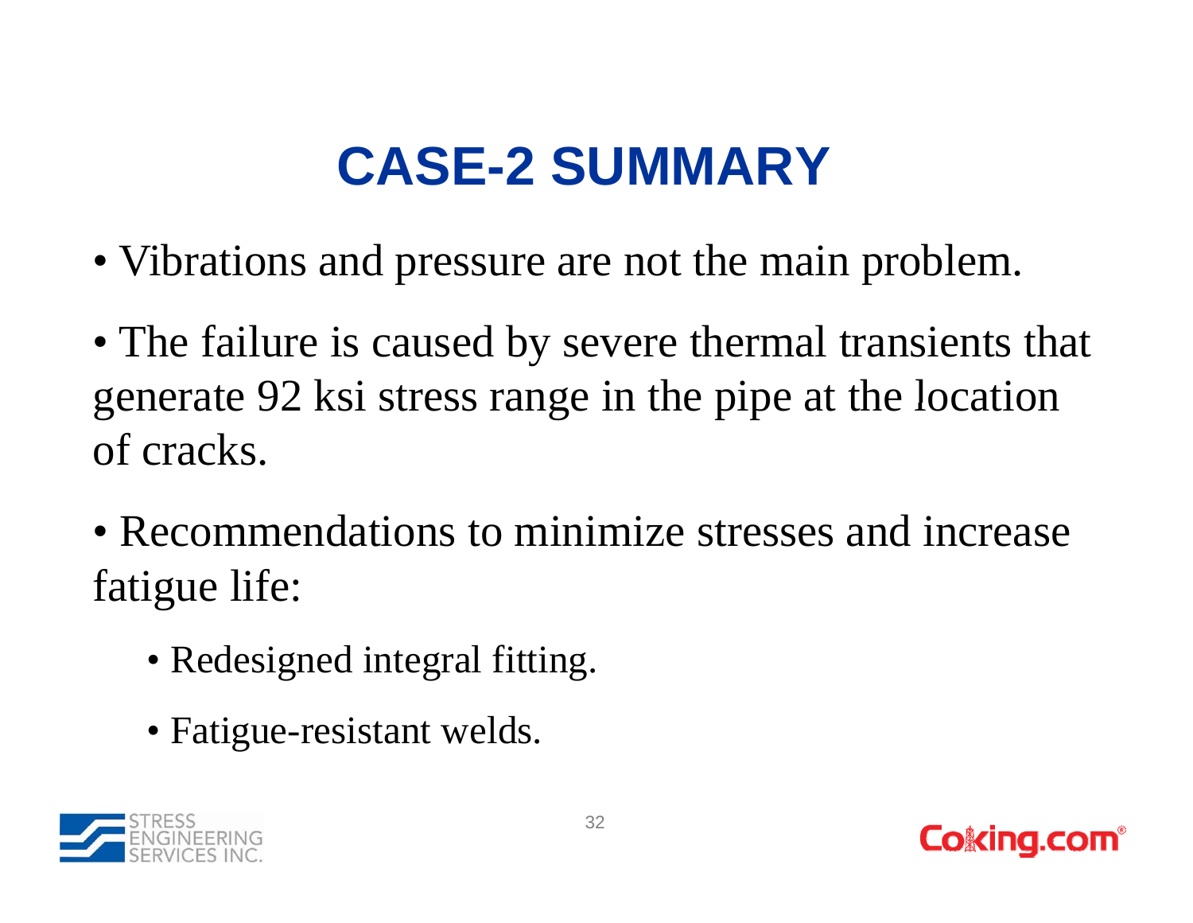# CASE-2 SUMMARY

- Vibrations and pressure are not the main problem.
- The failure is caused by severe thermal transients that generate 92 ksi stress range in the pipe at the location of cracks.
- Recommendations to minimize stresses and increase fatigue life:
  - Redesigned integral fitting.
  - Fatigue-resistant welds.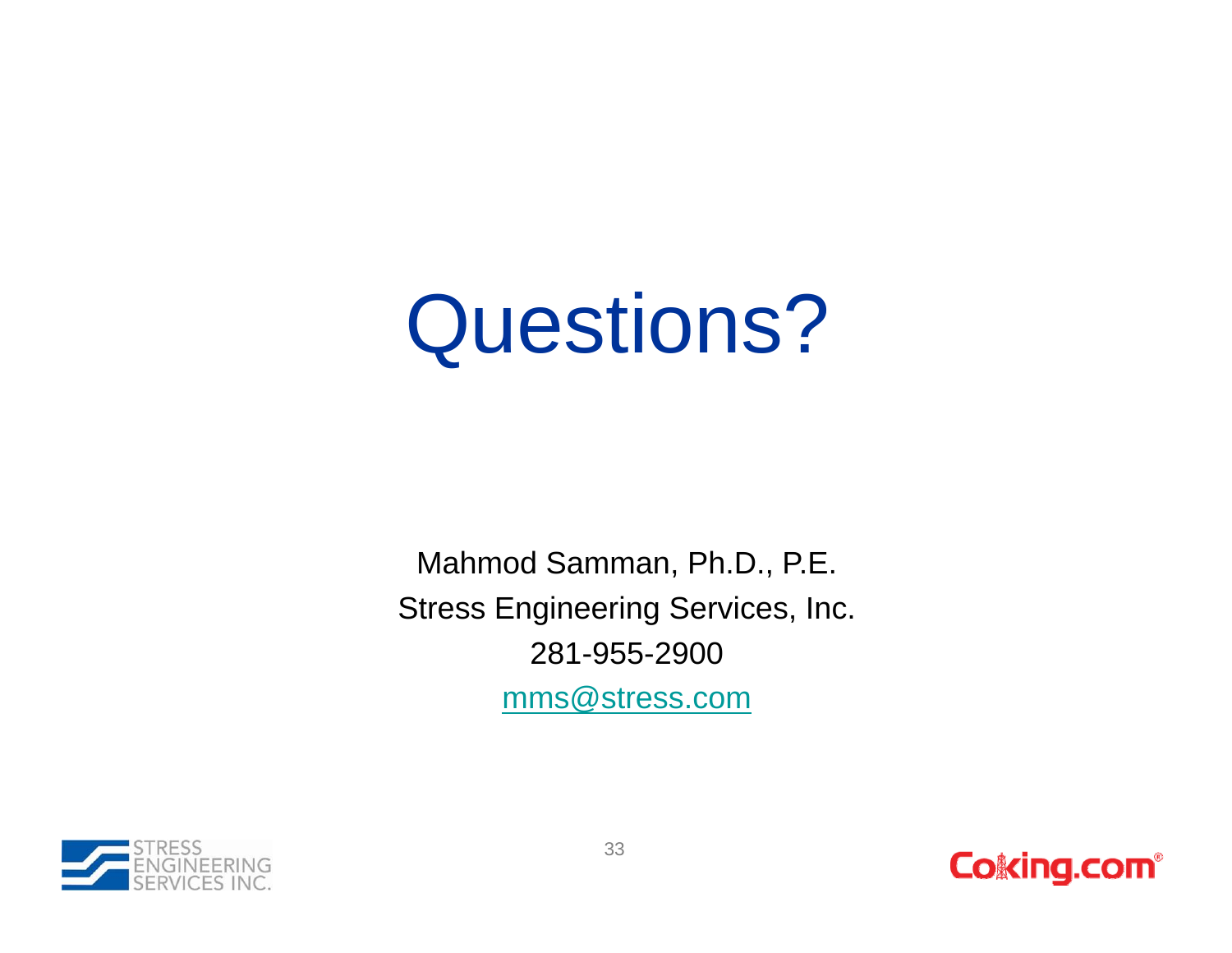# Questions?

Mahmod Samman, Ph.D., P.E.

Stress Engineering Services, Inc.

281-955-2900

mms@stress.com